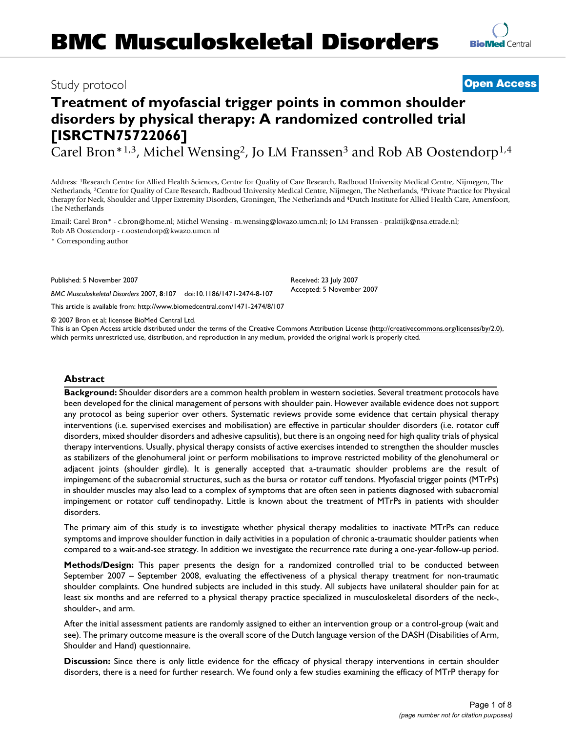# BMC Musculoskeletal Disorders

Study protocol

**Open Access**

# Treatment of myofascial trigger points in common shoulder disorders by physical therapy: A randomized controlled trial [ISRCTN75722066]

Carel Bron*[1,3], Michel Wensing[2], Jo LM Franssen[3] and Rob AB Oostendorp[1,4]

Address: [1]Research Centre for Allied Health Sciences, Centre for Quality of Care Research, Radboud University Medical Centre, Nijmegen, The Netherlands, [2]Centre for Quality of Care Research, Radboud University Medical Centre, Nijmegen, The Netherlands, [3]Private Practice for Physical therapy for Neck, Shoulder and Upper Extremity Disorders, Groningen, The Netherlands and [4]Dutch Institute for Allied Health Care, Amersfoort, The Netherlands

Email: Carel Bron* - c.bron@home.nl; Michel Wensing - m.wensing@kwazo.umcn.nl; Jo LM Franssen - praktijk@nsa.etrade.nl; Rob AB Oostendorp - r.oostendorp@kwazo.umcn.nl

\* Corresponding author

Published: 5 November 2007

*BMC Musculoskeletal Disorders* 2007, **8**:107 doi:10.1186/1471-2474-8-107

This article is available from: http://www.biomedcentral.com/1471-2474/8/107

Received: 23 July 2007
Accepted: 5 November 2007

© 2007 Bron et al; licensee BioMed Central Ltd.
This is an Open Access article distributed under the terms of the Creative Commons Attribution License (http://creativecommons.org/licenses/by/2.0), which permits unrestricted use, distribution, and reproduction in any medium, provided the original work is properly cited.

## Abstract

**Background:** Shoulder disorders are a common health problem in western societies. Several treatment protocols have been developed for the clinical management of persons with shoulder pain. However available evidence does not support any protocol as being superior over others. Systematic reviews provide some evidence that certain physical therapy interventions (i.e. supervised exercises and mobilisation) are effective in particular shoulder disorders (i.e. rotator cuff disorders, mixed shoulder disorders and adhesive capsulitis), but there is an ongoing need for high quality trials of physical therapy interventions. Usually, physical therapy consists of active exercises intended to strengthen the shoulder muscles as stabilizers of the glenohumeral joint or perform mobilisations to improve restricted mobility of the glenohumeral or adjacent joints (shoulder girdle). It is generally accepted that a-traumatic shoulder problems are the result of impingement of the subacromial structures, such as the bursa or rotator cuff tendons. Myofascial trigger points (MTrPs) in shoulder muscles may also lead to a complex of symptoms that are often seen in patients diagnosed with subacromial impingement or rotator cuff tendinopathy. Little is known about the treatment of MTrPs in patients with shoulder disorders.

The primary aim of this study is to investigate whether physical therapy modalities to inactivate MTrPs can reduce symptoms and improve shoulder function in daily activities in a population of chronic a-traumatic shoulder patients when compared to a wait-and-see strategy. In addition we investigate the recurrence rate during a one-year-follow-up period.

**Methods/Design:** This paper presents the design for a randomized controlled trial to be conducted between September 2007 – September 2008, evaluating the effectiveness of a physical therapy treatment for non-traumatic shoulder complaints. One hundred subjects are included in this study. All subjects have unilateral shoulder pain for at least six months and are referred to a physical therapy practice specialized in musculoskeletal disorders of the neck-, shoulder-, and arm.

After the initial assessment patients are randomly assigned to either an intervention group or a control-group (wait and see). The primary outcome measure is the overall score of the Dutch language version of the DASH (Disabilities of Arm, Shoulder and Hand) questionnaire.

**Discussion:** Since there is only little evidence for the efficacy of physical therapy interventions in certain shoulder disorders, there is a need for further research. We found only a few studies examining the efficacy of MTrP therapy for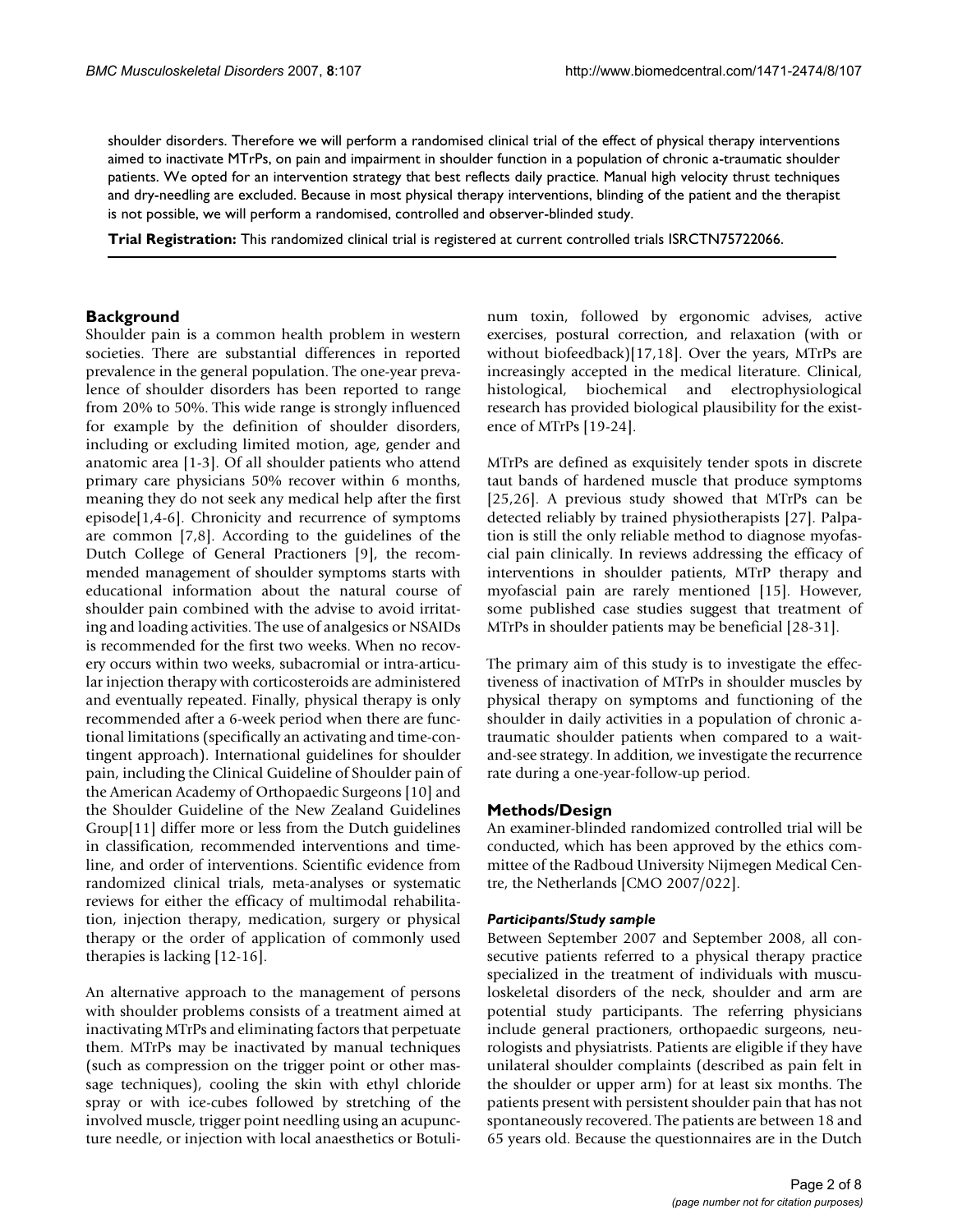shoulder disorders. Therefore we will perform a randomised clinical trial of the effect of physical therapy interventions aimed to inactivate MTrPs, on pain and impairment in shoulder function in a population of chronic a-traumatic shoulder patients. We opted for an intervention strategy that best reflects daily practice. Manual high velocity thrust techniques and dry-needling are excluded. Because in most physical therapy interventions, blinding of the patient and the therapist is not possible, we will perform a randomised, controlled and observer-blinded study.

**Trial Registration:** This randomized clinical trial is registered at current controlled trials ISRCTN75722066.

## Background

Shoulder pain is a common health problem in western societies. There are substantial differences in reported prevalence in the general population. The one-year prevalence of shoulder disorders has been reported to range from 20% to 50%. This wide range is strongly influenced for example by the definition of shoulder disorders, including or excluding limited motion, age, gender and anatomic area [1-3]. Of all shoulder patients who attend primary care physicians 50% recover within 6 months, meaning they do not seek any medical help after the first episode[1,4-6]. Chronicity and recurrence of symptoms are common [7,8]. According to the guidelines of the Dutch College of General Practioners [9], the recommended management of shoulder symptoms starts with educational information about the natural course of shoulder pain combined with the advise to avoid irritating and loading activities. The use of analgesics or NSAIDs is recommended for the first two weeks. When no recovery occurs within two weeks, subacromial or intra-articular injection therapy with corticosteroids are administered and eventually repeated. Finally, physical therapy is only recommended after a 6-week period when there are functional limitations (specifically an activating and time-contingent approach). International guidelines for shoulder pain, including the Clinical Guideline of Shoulder pain of the American Academy of Orthopaedic Surgeons [10] and the Shoulder Guideline of the New Zealand Guidelines Group[11] differ more or less from the Dutch guidelines in classification, recommended interventions and timeline, and order of interventions. Scientific evidence from randomized clinical trials, meta-analyses or systematic reviews for either the efficacy of multimodal rehabilitation, injection therapy, medication, surgery or physical therapy or the order of application of commonly used therapies is lacking [12-16].

An alternative approach to the management of persons with shoulder problems consists of a treatment aimed at inactivating MTrPs and eliminating factors that perpetuate them. MTrPs may be inactivated by manual techniques (such as compression on the trigger point or other massage techniques), cooling the skin with ethyl chloride spray or with ice-cubes followed by stretching of the involved muscle, trigger point needling using an acupuncture needle, or injection with local anaesthetics or Botulinum toxin, followed by ergonomic advises, active exercises, postural correction, and relaxation (with or without biofeedback)[17,18]. Over the years, MTrPs are increasingly accepted in the medical literature. Clinical, histological, biochemical and electrophysiological research has provided biological plausibility for the existence of MTrPs [19-24].

MTrPs are defined as exquisitely tender spots in discrete taut bands of hardened muscle that produce symptoms [25,26]. A previous study showed that MTrPs can be detected reliably by trained physiotherapists [27]. Palpation is still the only reliable method to diagnose myofascial pain clinically. In reviews addressing the efficacy of interventions in shoulder patients, MTrP therapy and myofascial pain are rarely mentioned [15]. However, some published case studies suggest that treatment of MTrPs in shoulder patients may be beneficial [28-31].

The primary aim of this study is to investigate the effectiveness of inactivation of MTrPs in shoulder muscles by physical therapy on symptoms and functioning of the shoulder in daily activities in a population of chronic a-traumatic shoulder patients when compared to a wait-and-see strategy. In addition, we investigate the recurrence rate during a one-year-follow-up period.

## Methods/Design

An examiner-blinded randomized controlled trial will be conducted, which has been approved by the ethics committee of the Radboud University Nijmegen Medical Centre, the Netherlands [CMO 2007/022].

### *Participants/Study sample*

Between September 2007 and September 2008, all consecutive patients referred to a physical therapy practice specialized in the treatment of individuals with musculoskeletal disorders of the neck, shoulder and arm are potential study participants. The referring physicians include general practioners, orthopaedic surgeons, neurologists and physiatrists. Patients are eligible if they have unilateral shoulder complaints (described as pain felt in the shoulder or upper arm) for at least six months. The patients present with persistent shoulder pain that has not spontaneously recovered. The patients are between 18 and 65 years old. Because the questionnaires are in the Dutch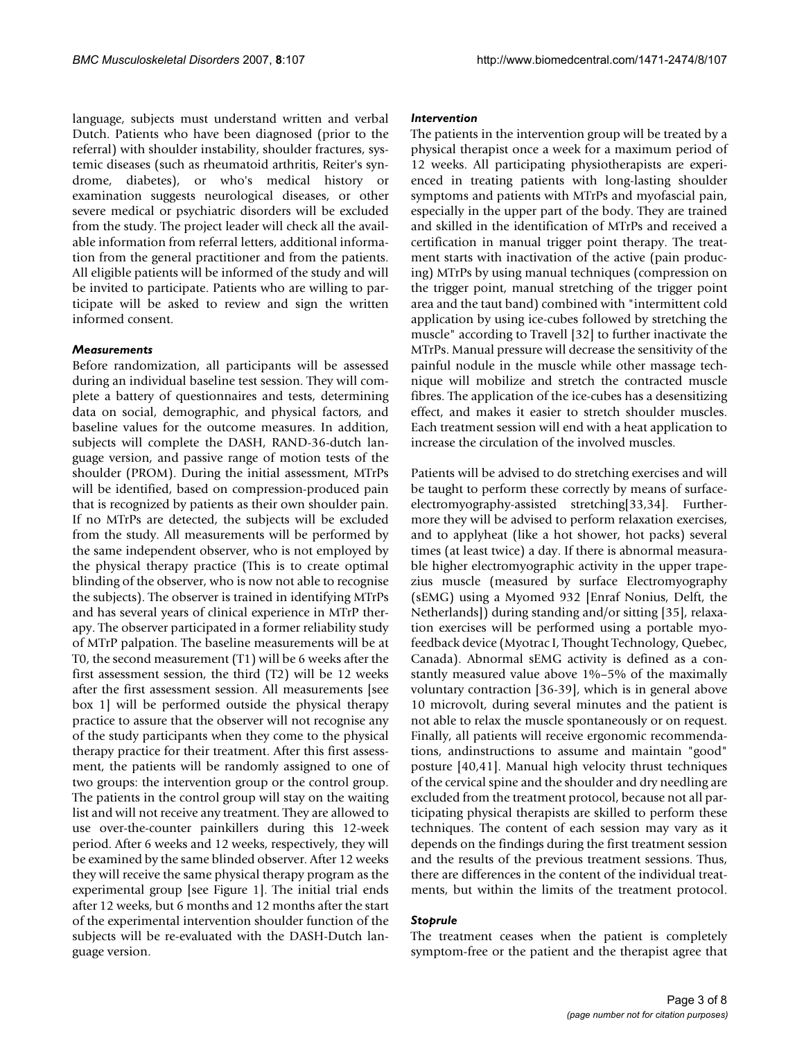language, subjects must understand written and verbal Dutch. Patients who have been diagnosed (prior to the referral) with shoulder instability, shoulder fractures, systemic diseases (such as rheumatoid arthritis, Reiter's syndrome, diabetes), or who's medical history or examination suggests neurological diseases, or other severe medical or psychiatric disorders will be excluded from the study. The project leader will check all the available information from referral letters, additional information from the general practitioner and from the patients. All eligible patients will be informed of the study and will be invited to participate. Patients who are willing to participate will be asked to review and sign the written informed consent.

### *Measurements*

Before randomization, all participants will be assessed during an individual baseline test session. They will complete a battery of questionnaires and tests, determining data on social, demographic, and physical factors, and baseline values for the outcome measures. In addition, subjects will complete the DASH, RAND-36-dutch language version, and passive range of motion tests of the shoulder (PROM). During the initial assessment, MTrPs will be identified, based on compression-produced pain that is recognized by patients as their own shoulder pain. If no MTrPs are detected, the subjects will be excluded from the study. All measurements will be performed by the same independent observer, who is not employed by the physical therapy practice (This is to create optimal blinding of the observer, who is now not able to recognise the subjects). The observer is trained in identifying MTrPs and has several years of clinical experience in MTrP therapy. The observer participated in a former reliability study of MTrP palpation. The baseline measurements will be at T0, the second measurement (T1) will be 6 weeks after the first assessment session, the third (T2) will be 12 weeks after the first assessment session. All measurements [see box 1] will be performed outside the physical therapy practice to assure that the observer will not recognise any of the study participants when they come to the physical therapy practice for their treatment. After this first assessment, the patients will be randomly assigned to one of two groups: the intervention group or the control group. The patients in the control group will stay on the waiting list and will not receive any treatment. They are allowed to use over-the-counter painkillers during this 12-week period. After 6 weeks and 12 weeks, respectively, they will be examined by the same blinded observer. After 12 weeks they will receive the same physical therapy program as the experimental group [see Figure 1]. The initial trial ends after 12 weeks, but 6 months and 12 months after the start of the experimental intervention shoulder function of the subjects will be re-evaluated with the DASH-Dutch language version.

### *Intervention*

The patients in the intervention group will be treated by a physical therapist once a week for a maximum period of 12 weeks. All participating physiotherapists are experienced in treating patients with long-lasting shoulder symptoms and patients with MTrPs and myofascial pain, especially in the upper part of the body. They are trained and skilled in the identification of MTrPs and received a certification in manual trigger point therapy. The treatment starts with inactivation of the active (pain producing) MTrPs by using manual techniques (compression on the trigger point, manual stretching of the trigger point area and the taut band) combined with "intermittent cold application by using ice-cubes followed by stretching the muscle" according to Travell [32] to further inactivate the MTrPs. Manual pressure will decrease the sensitivity of the painful nodule in the muscle while other massage technique will mobilize and stretch the contracted muscle fibres. The application of the ice-cubes has a desensitizing effect, and makes it easier to stretch shoulder muscles. Each treatment session will end with a heat application to increase the circulation of the involved muscles.

Patients will be advised to do stretching exercises and will be taught to perform these correctly by means of surface-electromyography-assisted stretching[33,34]. Furthermore they will be advised to perform relaxation exercises, and to applyheat (like a hot shower, hot packs) several times (at least twice) a day. If there is abnormal measurable higher electromyographic activity in the upper trapezius muscle (measured by surface Electromyography (sEMG) using a Myomed 932 [Enraf Nonius, Delft, the Netherlands]) during standing and/or sitting [35], relaxation exercises will be performed using a portable myofeedback device (Myotrac I, Thought Technology, Quebec, Canada). Abnormal sEMG activity is defined as a constantly measured value above 1%–5% of the maximally voluntary contraction [36-39], which is in general above 10 microvolt, during several minutes and the patient is not able to relax the muscle spontaneously or on request. Finally, all patients will receive ergonomic recommendations, andinstructions to assume and maintain "good" posture [40,41]. Manual high velocity thrust techniques of the cervical spine and the shoulder and dry needling are excluded from the treatment protocol, because not all participating physical therapists are skilled to perform these techniques. The content of each session may vary as it depends on the findings during the first treatment session and the results of the previous treatment sessions. Thus, there are differences in the content of the individual treatments, but within the limits of the treatment protocol.

### *Stoprule*

The treatment ceases when the patient is completely symptom-free or the patient and the therapist agree that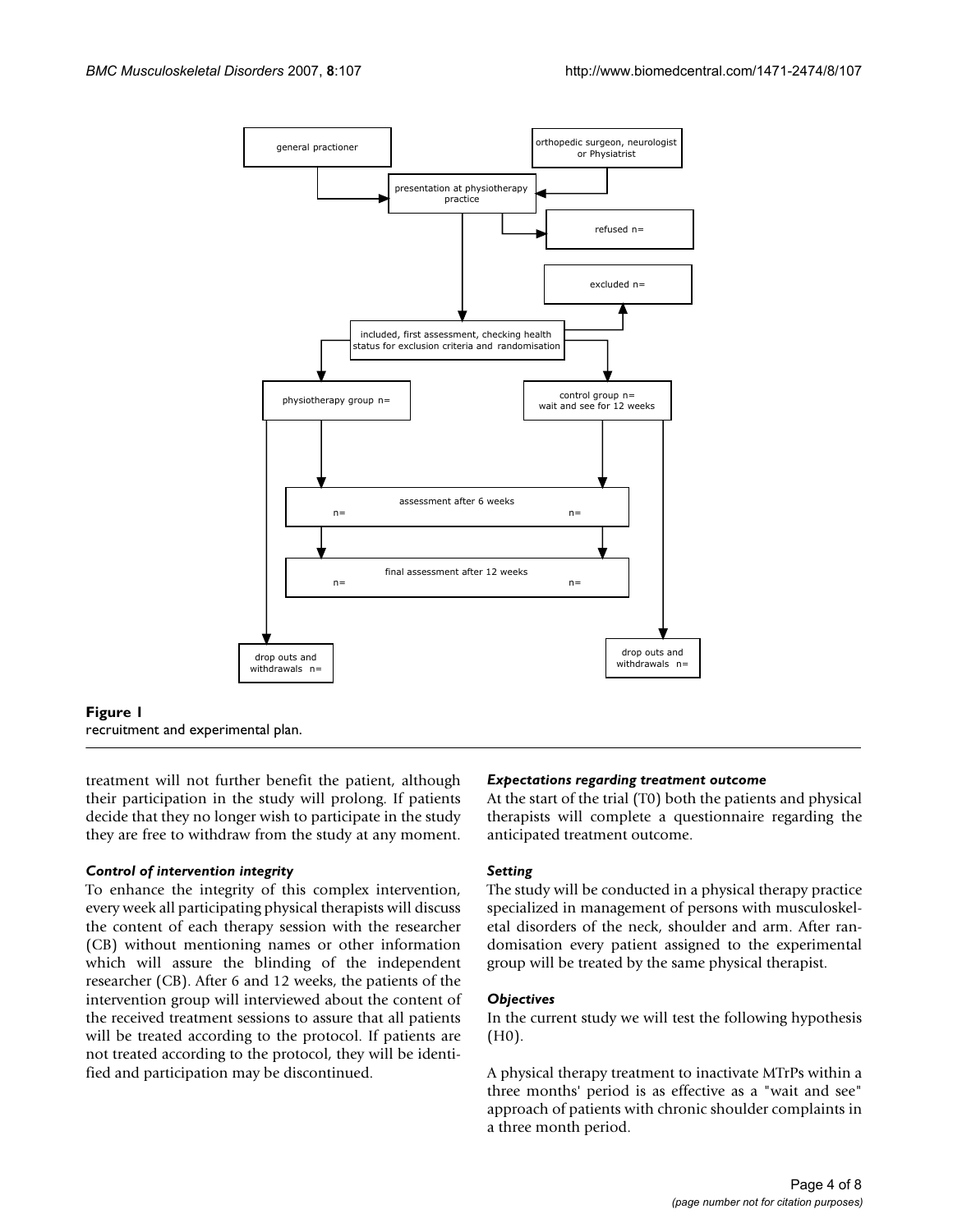**Figure 1**
recruitment and experimental plan.

treatment will not further benefit the patient, although their participation in the study will prolong. If patients decide that they no longer wish to participate in the study they are free to withdraw from the study at any moment.

### *Control of intervention integrity*

To enhance the integrity of this complex intervention, every week all participating physical therapists will discuss the content of each therapy session with the researcher (CB) without mentioning names or other information which will assure the blinding of the independent researcher (CB). After 6 and 12 weeks, the patients of the intervention group will interviewed about the content of the received treatment sessions to assure that all patients will be treated according to the protocol. If patients are not treated according to the protocol, they will be identified and participation may be discontinued.

### *Expectations regarding treatment outcome*

At the start of the trial (T0) both the patients and physical therapists will complete a questionnaire regarding the anticipated treatment outcome.

### *Setting*

The study will be conducted in a physical therapy practice specialized in management of persons with musculoskeletal disorders of the neck, shoulder and arm. After randomisation every patient assigned to the experimental group will be treated by the same physical therapist.

### *Objectives*

In the current study we will test the following hypothesis (H0).

A physical therapy treatment to inactivate MTrPs within a three months' period is as effective as a "wait and see" approach of patients with chronic shoulder complaints in a three month period.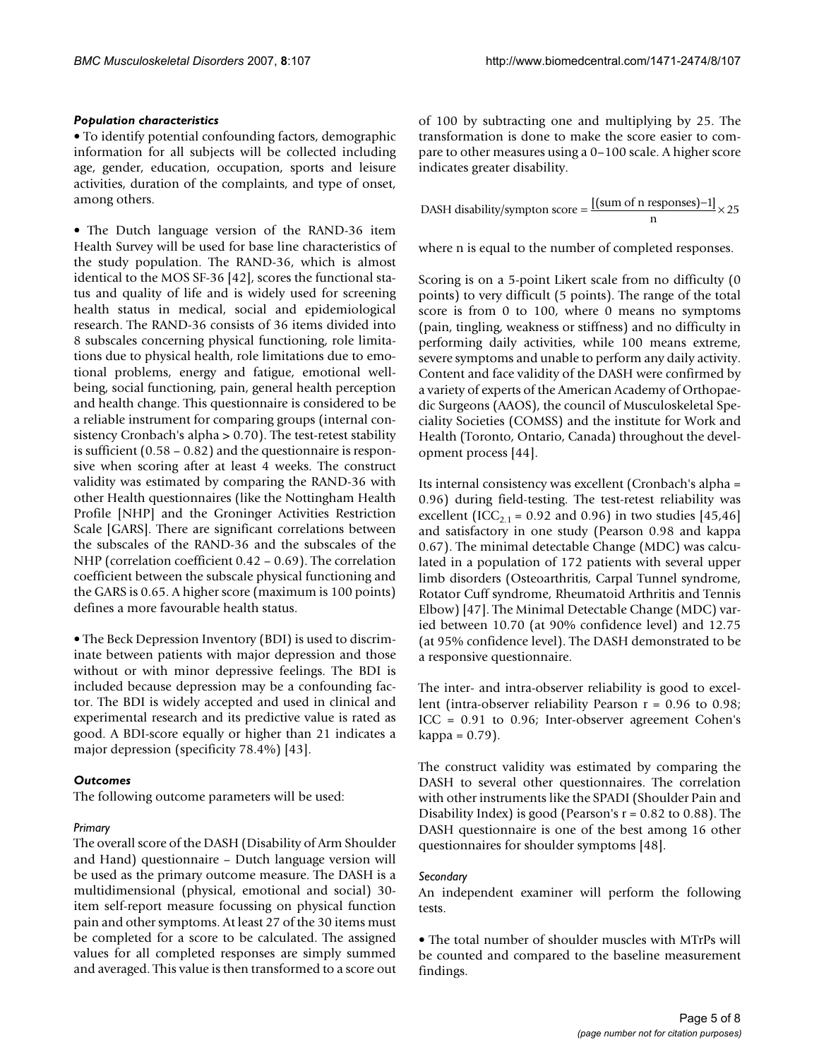#### *Population characteristics*

• To identify potential confounding factors, demographic information for all subjects will be collected including age, gender, education, occupation, sports and leisure activities, duration of the complaints, and type of onset, among others.

• The Dutch language version of the RAND-36 item Health Survey will be used for base line characteristics of the study population. The RAND-36, which is almost identical to the MOS SF-36 [42], scores the functional status and quality of life and is widely used for screening health status in medical, social and epidemiological research. The RAND-36 consists of 36 items divided into 8 subscales concerning physical functioning, role limitations due to physical health, role limitations due to emotional problems, energy and fatigue, emotional wellbeing, social functioning, pain, general health perception and health change. This questionnaire is considered to be a reliable instrument for comparing groups (internal consistency Cronbach's alpha > 0.70). The test-retest stability is sufficient (0.58 – 0.82) and the questionnaire is responsive when scoring after at least 4 weeks. The construct validity was estimated by comparing the RAND-36 with other Health questionnaires (like the Nottingham Health Profile [NHP] and the Groninger Activities Restriction Scale [GARS]. There are significant correlations between the subscales of the RAND-36 and the subscales of the NHP (correlation coefficient 0.42 – 0.69). The correlation coefficient between the subscale physical functioning and the GARS is 0.65. A higher score (maximum is 100 points) defines a more favourable health status.

• The Beck Depression Inventory (BDI) is used to discriminate between patients with major depression and those without or with minor depressive feelings. The BDI is included because depression may be a confounding factor. The BDI is widely accepted and used in clinical and experimental research and its predictive value is rated as good. A BDI-score equally or higher than 21 indicates a major depression (specificity 78.4%) [43].

#### *Outcomes*

The following outcome parameters will be used:

##### *Primary*

The overall score of the DASH (Disability of Arm Shoulder and Hand) questionnaire – Dutch language version will be used as the primary outcome measure. The DASH is a multidimensional (physical, emotional and social) 30-item self-report measure focussing on physical function pain and other symptoms. At least 27 of the 30 items must be completed for a score to be calculated. The assigned values for all completed responses are simply summed and averaged. This value is then transformed to a score out of 100 by subtracting one and multiplying by 25. The transformation is done to make the score easier to compare to other measures using a 0–100 scale. A higher score indicates greater disability.

$$\text{DASH disability/sympton score} = \frac{[(\text{sum of n responses}) - 1]}{\text{n}} \times 25$$

where n is equal to the number of completed responses.

Scoring is on a 5-point Likert scale from no difficulty (0 points) to very difficult (5 points). The range of the total score is from 0 to 100, where 0 means no symptoms (pain, tingling, weakness or stiffness) and no difficulty in performing daily activities, while 100 means extreme, severe symptoms and unable to perform any daily activity. Content and face validity of the DASH were confirmed by a variety of experts of the American Academy of Orthopaedic Surgeons (AAOS), the council of Musculoskeletal Speciality Societies (COMSS) and the institute for Work and Health (Toronto, Ontario, Canada) throughout the development process [44].

Its internal consistency was excellent (Cronbach's alpha = 0.96) during field-testing. The test-retest reliability was excellent ($ICC_{2.1}$ = 0.92 and 0.96) in two studies [45,46] and satisfactory in one study (Pearson 0.98 and kappa 0.67). The minimal detectable Change (MDC) was calculated in a population of 172 patients with several upper limb disorders (Osteoarthritis, Carpal Tunnel syndrome, Rotator Cuff syndrome, Rheumatoid Arthritis and Tennis Elbow) [47]. The Minimal Detectable Change (MDC) varied between 10.70 (at 90% confidence level) and 12.75 (at 95% confidence level). The DASH demonstrated to be a responsive questionnaire.

The inter- and intra-observer reliability is good to excellent (intra-observer reliability Pearson r = 0.96 to 0.98; ICC = 0.91 to 0.96; Inter-observer agreement Cohen's kappa = 0.79).

The construct validity was estimated by comparing the DASH to several other questionnaires. The correlation with other instruments like the SPADI (Shoulder Pain and Disability Index) is good (Pearson's r = 0.82 to 0.88). The DASH questionnaire is one of the best among 16 other questionnaires for shoulder symptoms [48].

##### *Secondary*

An independent examiner will perform the following tests.

• The total number of shoulder muscles with MTrPs will be counted and compared to the baseline measurement findings.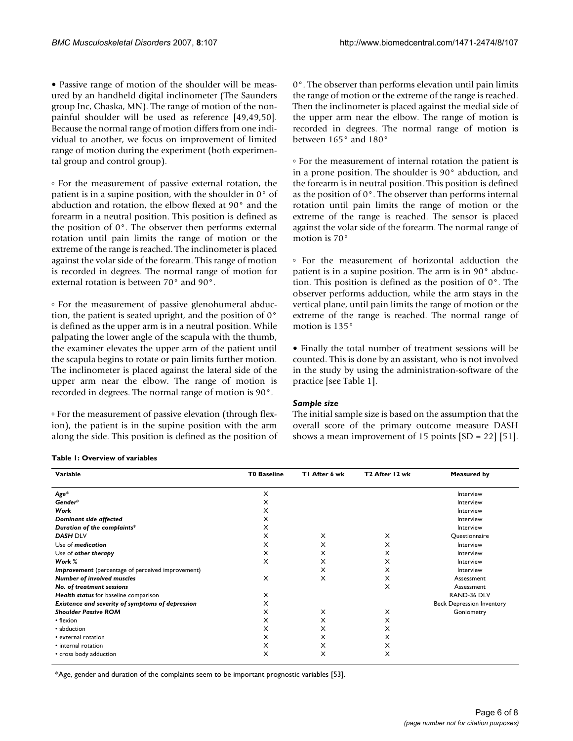• Passive range of motion of the shoulder will be measured by an handheld digital inclinometer (The Saunders group Inc, Chaska, MN). The range of motion of the nonpainful shoulder will be used as reference [49,49,50]. Because the normal range of motion differs from one individual to another, we focus on improvement of limited range of motion during the experiment (both experimental group and control group).

◦ For the measurement of passive external rotation, the patient is in a supine position, with the shoulder in 0° of abduction and rotation, the elbow flexed at 90° and the forearm in a neutral position. This position is defined as the position of 0°. The observer then performs external rotation until pain limits the range of motion or the extreme of the range is reached. The inclinometer is placed against the volar side of the forearm. This range of motion is recorded in degrees. The normal range of motion for external rotation is between 70° and 90°.

◦ For the measurement of passive glenohumeral abduction, the patient is seated upright, and the position of 0° is defined as the upper arm is in a neutral position. While palpating the lower angle of the scapula with the thumb, the examiner elevates the upper arm of the patient until the scapula begins to rotate or pain limits further motion. The inclinometer is placed against the lateral side of the upper arm near the elbow. The range of motion is recorded in degrees. The normal range of motion is 90°.

◦ For the measurement of passive elevation (through flexion), the patient is in the supine position with the arm along the side. This position is defined as the position of 0°. The observer than performs elevation until pain limits the range of motion or the extreme of the range is reached. Then the inclinometer is placed against the medial side of the upper arm near the elbow. The range of motion is recorded in degrees. The normal range of motion is between 165° and 180°

◦ For the measurement of internal rotation the patient is in a prone position. The shoulder is 90° abduction, and the forearm is in neutral position. This position is defined as the position of 0°. The observer than performs internal rotation until pain limits the range of motion or the extreme of the range is reached. The sensor is placed against the volar side of the forearm. The normal range of motion is 70°

◦ For the measurement of horizontal adduction the patient is in a supine position. The arm is in 90° abduction. This position is defined as the position of 0°. The observer performs adduction, while the arm stays in the vertical plane, until pain limits the range of motion or the extreme of the range is reached. The normal range of motion is 135°

• Finally the total number of treatment sessions will be counted. This is done by an assistant, who is not involved in the study by using the administration-software of the practice [see Table 1].

### *Sample size*

The initial sample size is based on the assumption that the overall score of the primary outcome measure DASH shows a mean improvement of 15 points [SD = 22] [51].

**Table 1: Overview of variables**

| Variable | T0 Baseline | T1 After 6 wk | T2 After 12 wk | Measured by |
|---|---|---|---|---|
| ***Age**** | X | | | Interview |
| ***Gender**** | X | | | Interview |
| ***Work*** | X | | | Interview |
| ***Dominant side affected*** | X | | | Interview |
| ***Duration of the complaints**** | X | | | Interview |
| ***DASH*** DLV | X | X | X | Questionnaire |
| Use of ***medication*** | X | X | X | Interview |
| Use of ***other therapy*** | X | X | X | Interview |
| ***Work*** % | X | X | X | Interview |
| ***Improvement*** (percentage of perceived improvement) | | X | X | Interview |
| ***Number of involved muscles*** | X | X | X | Assessment |
| ***No. of treatment sessions*** | | | X | Assessment |
| ***Health status*** for baseline comparison | X | | | RAND-36 DLV |
| ***Existence and severity of symptoms of depression*** | X | | | Beck Depression Inventory |
| ***Shoulder Passive ROM*** | X | X | X | Goniometry |
| • flexion | X | X | X | |
| • abduction | X | X | X | |
| • external rotation | X | X | X | |
| • internal rotation | X | X | X | |
| • cross body adduction | X | X | X | |

*Age, gender and duration of the complaints seem to be important prognostic variables [53].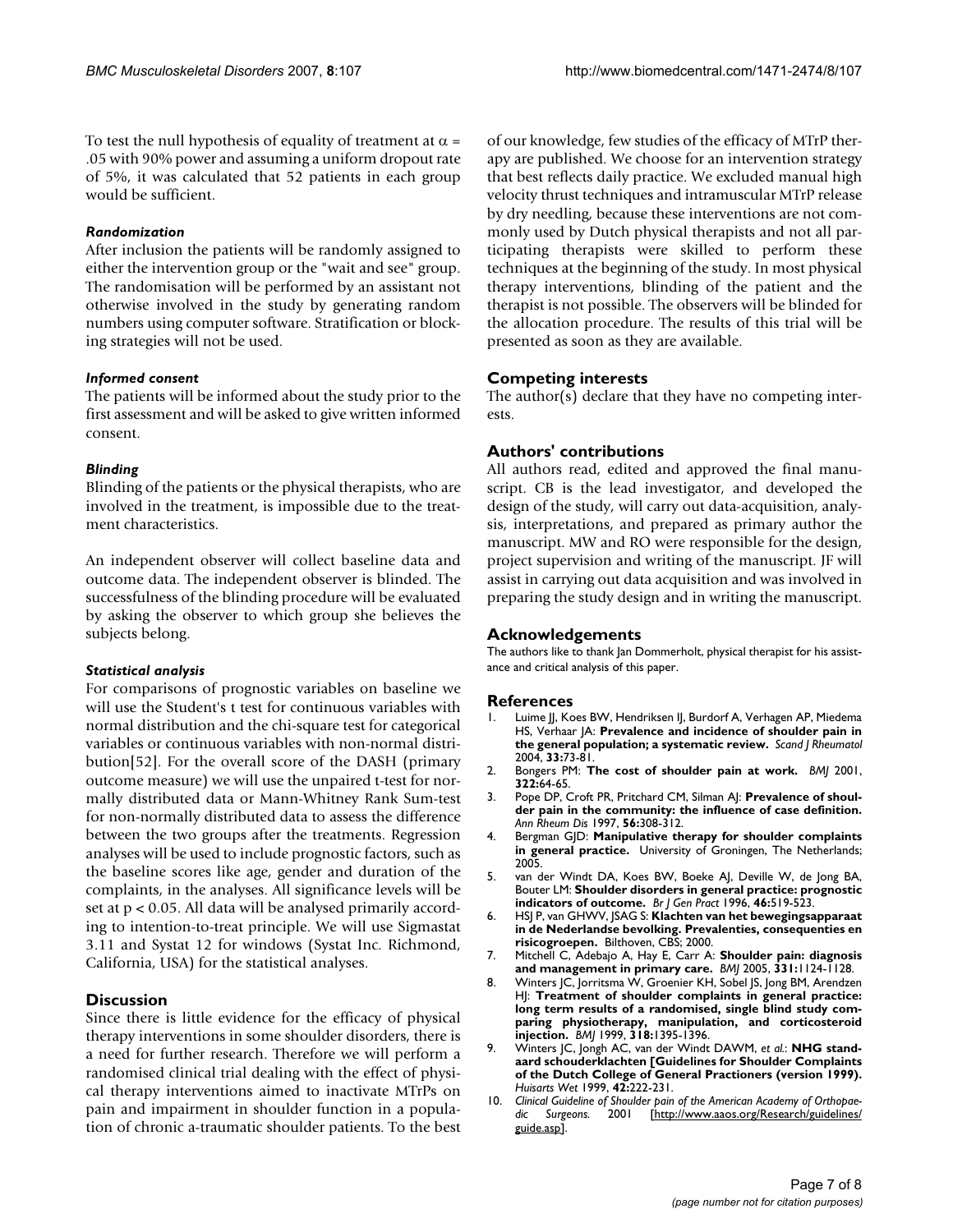To test the null hypothesis of equality of treatment at $\alpha$ = .05 with 90% power and assuming a uniform dropout rate of 5%, it was calculated that 52 patients in each group would be sufficient.

### *Randomization*

After inclusion the patients will be randomly assigned to either the intervention group or the "wait and see" group. The randomisation will be performed by an assistant not otherwise involved in the study by generating random numbers using computer software. Stratification or blocking strategies will not be used.

### *Informed consent*

The patients will be informed about the study prior to the first assessment and will be asked to give written informed consent.

### *Blinding*

Blinding of the patients or the physical therapists, who are involved in the treatment, is impossible due to the treatment characteristics.

An independent observer will collect baseline data and outcome data. The independent observer is blinded. The successfulness of the blinding procedure will be evaluated by asking the observer to which group she believes the subjects belong.

### *Statistical analysis*

For comparisons of prognostic variables on baseline we will use the Student's t test for continuous variables with normal distribution and the chi-square test for categorical variables or continuous variables with non-normal distribution[52]. For the overall score of the DASH (primary outcome measure) we will use the unpaired t-test for normally distributed data or Mann-Whitney Rank Sum-test for non-normally distributed data to assess the difference between the two groups after the treatments. Regression analyses will be used to include prognostic factors, such as the baseline scores like age, gender and duration of the complaints, in the analyses. All significance levels will be set at $p < 0.05$. All data will be analysed primarily according to intention-to-treat principle. We will use Sigmastat 3.11 and Systat 12 for windows (Systat Inc. Richmond, California, USA) for the statistical analyses.

## Discussion

Since there is little evidence for the efficacy of physical therapy interventions in some shoulder disorders, there is a need for further research. Therefore we will perform a randomised clinical trial dealing with the effect of physical therapy interventions aimed to inactivate MTrPs on pain and impairment in shoulder function in a population of chronic a-traumatic shoulder patients. To the best of our knowledge, few studies of the efficacy of MTrP therapy are published. We choose for an intervention strategy that best reflects daily practice. We excluded manual high velocity thrust techniques and intramuscular MTrP release by dry needling, because these interventions are not commonly used by Dutch physical therapists and not all participating therapists were skilled to perform these techniques at the beginning of the study. In most physical therapy interventions, blinding of the patient and the therapist is not possible. The observers will be blinded for the allocation procedure. The results of this trial will be presented as soon as they are available.

## Competing interests

The author(s) declare that they have no competing interests.

## Authors' contributions

All authors read, edited and approved the final manuscript. CB is the lead investigator, and developed the design of the study, will carry out data-acquisition, analysis, interpretations, and prepared as primary author the manuscript. MW and RO were responsible for the design, project supervision and writing of the manuscript. JF will assist in carrying out data acquisition and was involved in preparing the study design and in writing the manuscript.

## Acknowledgements

The authors like to thank Jan Dommerholt, physical therapist for his assistance and critical analysis of this paper.

## References

1. Luime JJ, Koes BW, Hendriksen IJ, Burdorf A, Verhagen AP, Miedema HS, Verhaar JA: **Prevalence and incidence of shoulder pain in the general population; a systematic review.** *Scand J Rheumatol* 2004, **33:**73-81.
2. Bongers PM: **The cost of shoulder pain at work.** *BMJ* 2001, **322:**64-65.
3. Pope DP, Croft PR, Pritchard CM, Silman AJ: **Prevalence of shoulder pain in the community: the influence of case definition.** *Ann Rheum Dis* 1997, **56:**308-312.
4. Bergman GJD: **Manipulative therapy for shoulder complaints in general practice.** University of Groningen, The Netherlands; 2005.
5. van der Windt DA, Koes BW, Boeke AJ, Deville W, de Jong BA, Bouter LM: **Shoulder disorders in general practice: prognostic indicators of outcome.** *Br J Gen Pract* 1996, **46:**519-523.
6. HSJ P, van GHWV, JSAG S: **Klachten van het bewegingsapparaat in de Nederlandse bevolking. Prevalenties, consequenties en risicogroepen.** Bilthoven, CBS; 2000.
7. Mitchell C, Adebajo A, Hay E, Carr A: **Shoulder pain: diagnosis and management in primary care.** *BMJ* 2005, **331:**1124-1128.
8. Winters JC, Jorritsma W, Groenier KH, Sobel JS, Jong BM, Arendzen HJ: **Treatment of shoulder complaints in general practice: long term results of a randomised, single blind study comparing physiotherapy, manipulation, and corticosteroid injection.** *BMJ* 1999, **318:**1395-1396.
9. Winters JC, Jongh AC, van der Windt DAWM, *et al.*: **NHG standaard schouderklachten [Guidelines for Shoulder Complaints of the Dutch College of General Practioners (version 1999).** *Huisarts Wet* 1999, **42:**222-231.
10. *Clinical Guideline of Shoulder pain of the American Academy of Orthopaedic Surgeons.* 2001 [http://www.aaos.org/Research/guidelines/guide.asp].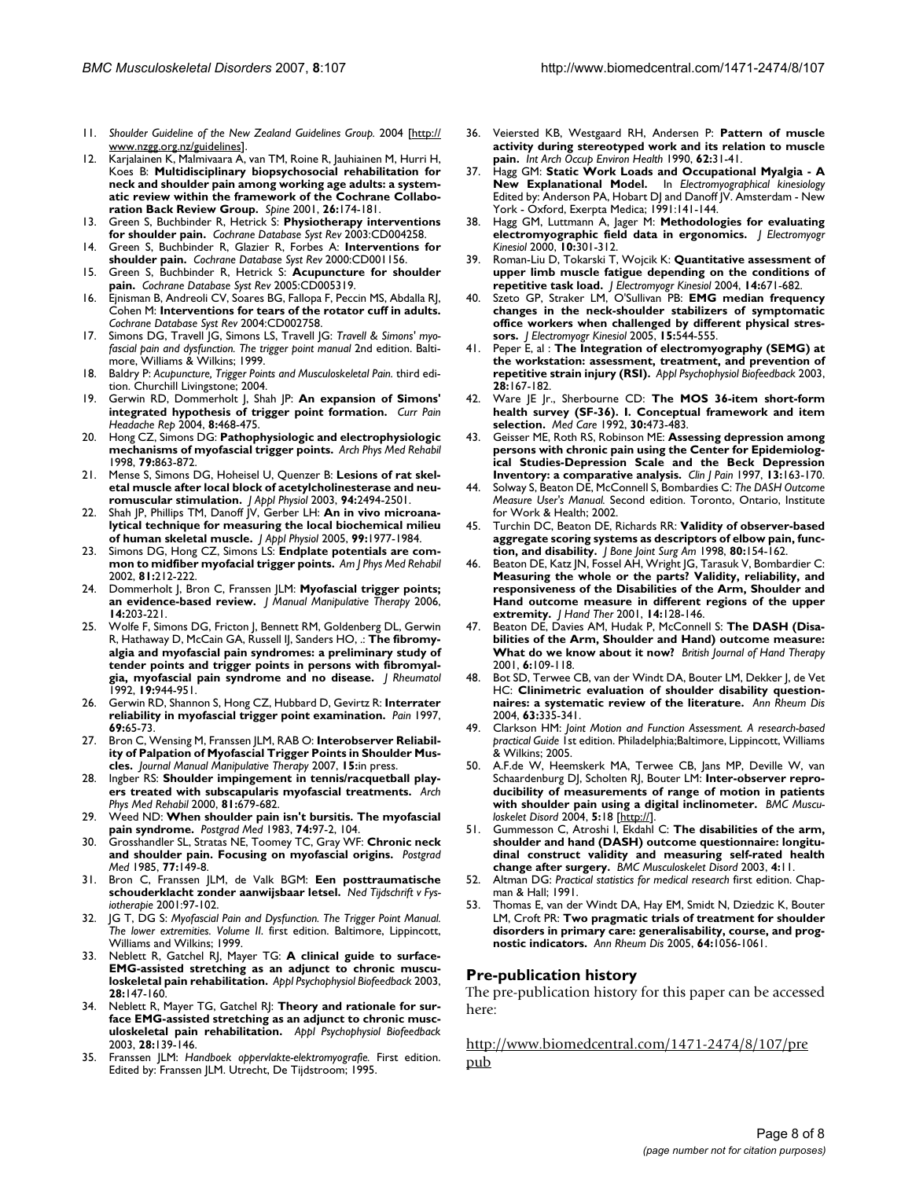11. *Shoulder Guideline of the New Zealand Guidelines Group.* 2004 [http://www.nzgg.org.nz/guidelines].
12. Karjalainen K, Malmivaara A, van TM, Roine R, Jauhiainen M, Hurri H, Koes B: **Multidisciplinary biopsychosocial rehabilitation for neck and shoulder pain among working age adults: a systematic review within the framework of the Cochrane Collaboration Back Review Group.** *Spine* 2001, **26:**174-181.
13. Green S, Buchbinder R, Hetrick S: **Physiotherapy interventions for shoulder pain.** *Cochrane Database Syst Rev* 2003:CD004258.
14. Green S, Buchbinder R, Glazier R, Forbes A: **Interventions for shoulder pain.** *Cochrane Database Syst Rev* 2000:CD001156.
15. Green S, Buchbinder R, Hetrick S: **Acupuncture for shoulder pain.** *Cochrane Database Syst Rev* 2005:CD005319.
16. Ejnisman B, Andreoli CV, Soares BG, Fallopa F, Peccin MS, Abdalla RJ, Cohen M: **Interventions for tears of the rotator cuff in adults.** *Cochrane Database Syst Rev* 2004:CD002758.
17. Simons DG, Travell JG, Simons LS, Travell JG: *Travell & Simons' myofascial pain and dysfunction. The trigger point manual* 2nd edition. Baltimore, Williams & Wilkins; 1999.
18. Baldry P: *Acupuncture, Trigger Points and Musculoskeletal Pain.* third edition. Churchill Livingstone; 2004.
19. Gerwin RD, Dommerholt J, Shah JP: **An expansion of Simons' integrated hypothesis of trigger point formation.** *Curr Pain Headache Rep* 2004, **8:**468-475.
20. Hong CZ, Simons DG: **Pathophysiologic and electrophysiologic mechanisms of myofascial trigger points.** *Arch Phys Med Rehabil* 1998, **79:**863-872.
21. Mense S, Simons DG, Hoheisel U, Quenzer B: **Lesions of rat skeletal muscle after local block of acetylcholinesterase and neuromuscular stimulation.** *J Appl Physiol* 2003, **94:**2494-2501.
22. Shah JP, Phillips TM, Danoff JV, Gerber LH: **An in vivo microanalytical technique for measuring the local biochemical milieu of human skeletal muscle.** *J Appl Physiol* 2005, **99:**1977-1984.
23. Simons DG, Hong CZ, Simons LS: **Endplate potentials are common to midfiber myofacial trigger points.** *Am J Phys Med Rehabil* 2002, **81:**212-222.
24. Dommerholt J, Bron C, Franssen JLM: **Myofascial trigger points; an evidence-based review.** *J Manual Manipulative Therapy* 2006, **14:**203-221.
25. Wolfe F, Simons DG, Fricton J, Bennett RM, Goldenberg DL, Gerwin R, Hathaway D, McCain GA, Russell IJ, Sanders HO, .: **The fibromyalgia and myofascial pain syndromes: a preliminary study of tender points and trigger points in persons with fibromyalgia, myofascial pain syndrome and no disease.** *J Rheumatol* 1992, **19:**944-951.
26. Gerwin RD, Shannon S, Hong CZ, Hubbard D, Gevirtz R: **Interrater reliability in myofascial trigger point examination.** *Pain* 1997, **69:**65-73.
27. Bron C, Wensing M, Franssen JLM, RAB O: **Interobserver Reliability of Palpation of Myofascial Trigger Points in Shoulder Muscles.** *Journal Manual Manipulative Therapy* 2007, **15:**in press.
28. Ingber RS: **Shoulder impingement in tennis/racquetball players treated with subscapularis myofascial treatments.** *Arch Phys Med Rehabil* 2000, **81:**679-682.
29. Weed ND: **When shoulder pain isn't bursitis. The myofascial pain syndrome.** *Postgrad Med* 1983, **74:**97-2, 104.
30. Grosshandler SL, Stratas NE, Toomey TC, Gray WF: **Chronic neck and shoulder pain. Focusing on myofascial origins.** *Postgrad Med* 1985, **77:**149-8.
31. Bron C, Franssen JLM, de Valk BGM: **Een posttraumatische schouderklacht zonder aanwijsbaar letsel.** *Ned Tijdschrift v Fysiotherapie* 2001:97-102.
32. JG T, DG S: *Myofascial Pain and Dysfunction. The Trigger Point Manual. The lower extremities. Volume II.* first edition. Baltimore, Lippincott, Williams and Wilkins; 1999.
33. Neblett R, Gatchel RJ, Mayer TG: **A clinical guide to surface-EMG-assisted stretching as an adjunct to chronic musculoskeletal pain rehabilitation.** *Appl Psychophysiol Biofeedback* 2003, **28:**147-160.
34. Neblett R, Mayer TG, Gatchel RJ: **Theory and rationale for surface EMG-assisted stretching as an adjunct to chronic musculoskeletal pain rehabilitation.** *Appl Psychophysiol Biofeedback* 2003, **28:**139-146.
35. Franssen JLM: *Handboek oppervlakte-elektromyografie.* First edition. Edited by: Franssen JLM. Utrecht, De Tijdstroom; 1995.
36. Veiersted KB, Westgaard RH, Andersen P: **Pattern of muscle activity during stereotyped work and its relation to muscle pain.** *Int Arch Occup Environ Health* 1990, **62:**31-41.
37. Hagg GM: **Static Work Loads and Occupational Myalgia - A New Explanational Model.** In *Electromyographical kinesiology* Edited by: Anderson PA, Hobart DJ and Danoff JV. Amsterdam - New York - Oxford, Exerpta Medica; 1991:141-144.
38. Hagg GM, Luttmann A, Jager M: **Methodologies for evaluating electromyographic field data in ergonomics.** *J Electromyogr Kinesiol* 2000, **10:**301-312.
39. Roman-Liu D, Tokarski T, Wojcik K: **Quantitative assessment of upper limb muscle fatigue depending on the conditions of repetitive task load.** *J Electromyogr Kinesiol* 2004, **14:**671-682.
40. Szeto GP, Straker LM, O'Sullivan PB: **EMG median frequency changes in the neck-shoulder stabilizers of symptomatic office workers when challenged by different physical stressors.** *J Electromyogr Kinesiol* 2005, **15:**544-555.
41. Peper E, al : **The Integration of electromyography (SEMG) at the workstation: assessment, treatment, and prevention of repetitive strain injury (RSI).** *Appl Psychophysiol Biofeedback* 2003, **28:**167-182.
42. Ware JE Jr., Sherbourne CD: **The MOS 36-item short-form health survey (SF-36). I. Conceptual framework and item selection.** *Med Care* 1992, **30:**473-483.
43. Geisser ME, Roth RS, Robinson ME: **Assessing depression among persons with chronic pain using the Center for Epidemiological Studies-Depression Scale and the Beck Depression Inventory: a comparative analysis.** *Clin J Pain* 1997, **13:**163-170.
44. Solway S, Beaton DE, McConnell S, Bombardies C: *The DASH Outcome Measure User's Manual.* Second edition. Toronto, Ontario, Institute for Work & Health; 2002.
45. Turchin DC, Beaton DE, Richards RR: **Validity of observer-based aggregate scoring systems as descriptors of elbow pain, function, and disability.** *J Bone Joint Surg Am* 1998, **80:**154-162.
46. Beaton DE, Katz JN, Fossel AH, Wright JG, Tarasuk V, Bombardier C: **Measuring the whole or the parts? Validity, reliability, and responsiveness of the Disabilities of the Arm, Shoulder and Hand outcome measure in different regions of the upper extremity.** *J Hand Ther* 2001, **14:**128-146.
47. Beaton DE, Davies AM, Hudak P, McConnell S: **The DASH (Disabilities of the Arm, Shoulder and Hand) outcome measure: What do we know about it now?** *British Journal of Hand Therapy* 2001, **6:**109-118.
48. Bot SD, Terwee CB, van der Windt DA, Bouter LM, Dekker J, de Vet HC: **Clinimetric evaluation of shoulder disability questionnaires: a systematic review of the literature.** *Ann Rheum Dis* 2004, **63:**335-341.
49. Clarkson HM: *Joint Motion and Function Assessment. A research-based practical Guide* 1st edition. Philadelphia;Baltimore, Lippincott, Williams & Wilkins; 2005.
50. A.F.de W, Heemskerk MA, Terwee CB, Jans MP, Deville W, van Schaardenburg DJ, Scholten RJ, Bouter LM: **Inter-observer reproducibility of measurements of range of motion in patients with shoulder pain using a digital inclinometer.** *BMC Musculoskelet Disord* 2004, **5:**18 [http://].
51. Gummesson C, Atroshi I, Ekdahl C: **The disabilities of the arm, shoulder and hand (DASH) outcome questionnaire: longitudinal construct validity and measuring self-rated health change after surgery.** *BMC Musculoskelet Disord* 2003, **4:**11.
52. Altman DG: *Practical statistics for medical research* first edition. Chapman & Hall; 1991.
53. Thomas E, van der Windt DA, Hay EM, Smidt N, Dziedzic K, Bouter LM, Croft PR: **Two pragmatic trials of treatment for shoulder disorders in primary care: generalisability, course, and prognostic indicators.** *Ann Rheum Dis* 2005, **64:**1056-1061.

## Pre-publication history

The pre-publication history for this paper can be accessed here:

http://www.biomedcentral.com/1471-2474/8/107/prepub